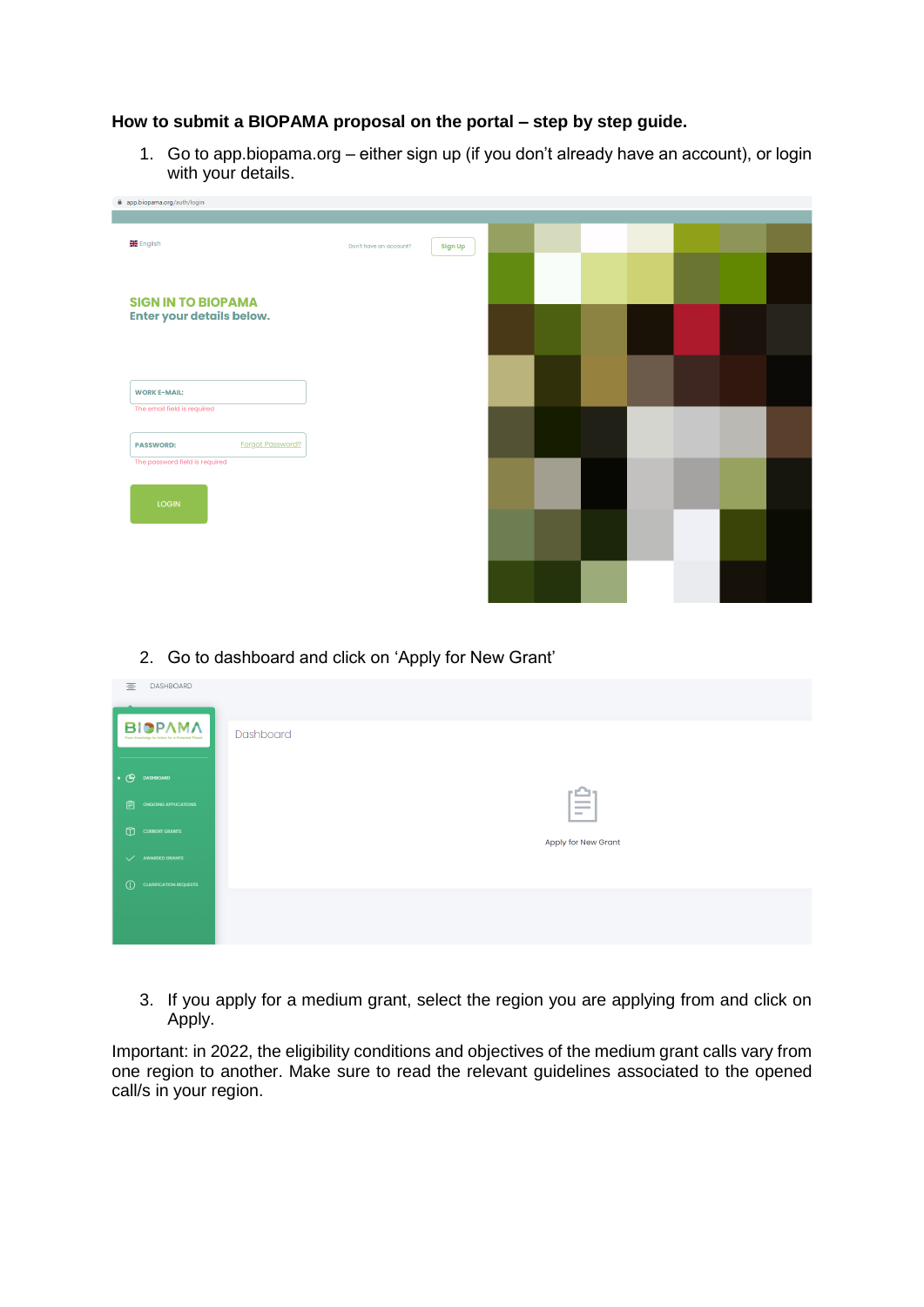**How to submit a BIOPAMA proposal on the portal – step by step guide.**

1. Go to app.biopama.org – either sign up (if you don't already have an account), or login with your details.

2. Go to dashboard and click on 'Apply for New Grant'

3. If you apply for a medium grant, select the region you are applying from and click on Apply.

Important: in 2022, the eligibility conditions and objectives of the medium grant calls vary from one region to another. Make sure to read the relevant guidelines associated to the opened call/s in your region.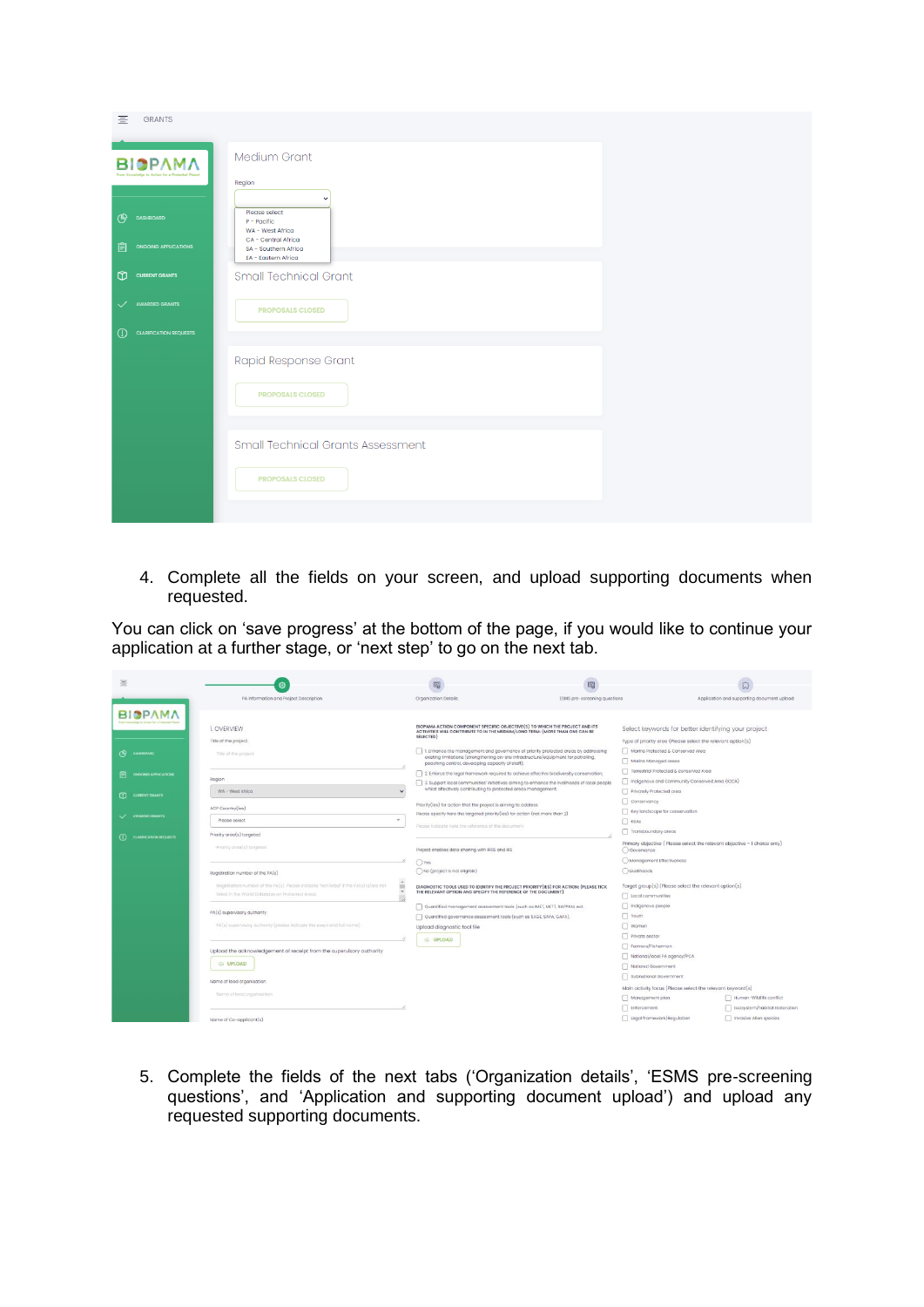4. Complete all the fields on your screen, and upload supporting documents when requested.

You can click on ‘save progress’ at the bottom of the page, if you would like to continue your application at a further stage, or ‘next step’ to go on the next tab.

5. Complete the fields of the next tabs (‘Organization details’, ‘ESMS pre-screening questions’, and ‘Application and supporting document upload’) and upload any requested supporting documents.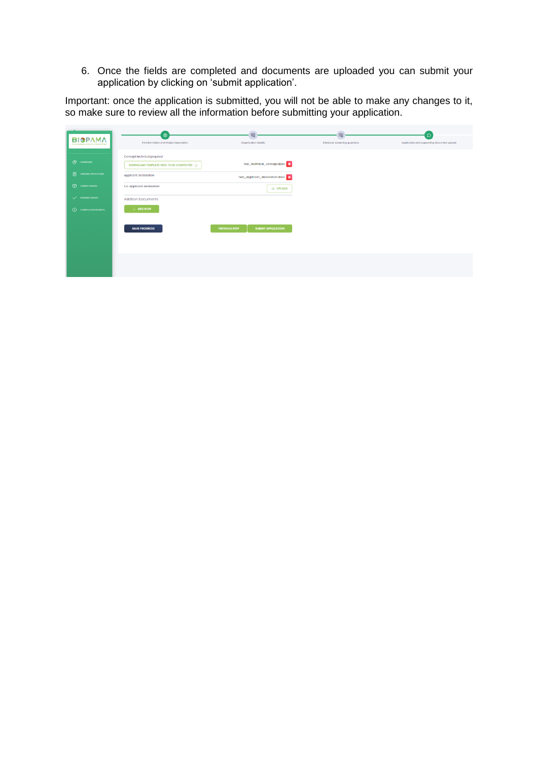6. Once the fields are completed and documents are uploaded you can submit your application by clicking on 'submit application'.

Important: once the application is submitted, you will not be able to make any changes to it, so make sure to review all the information before submitting your application.